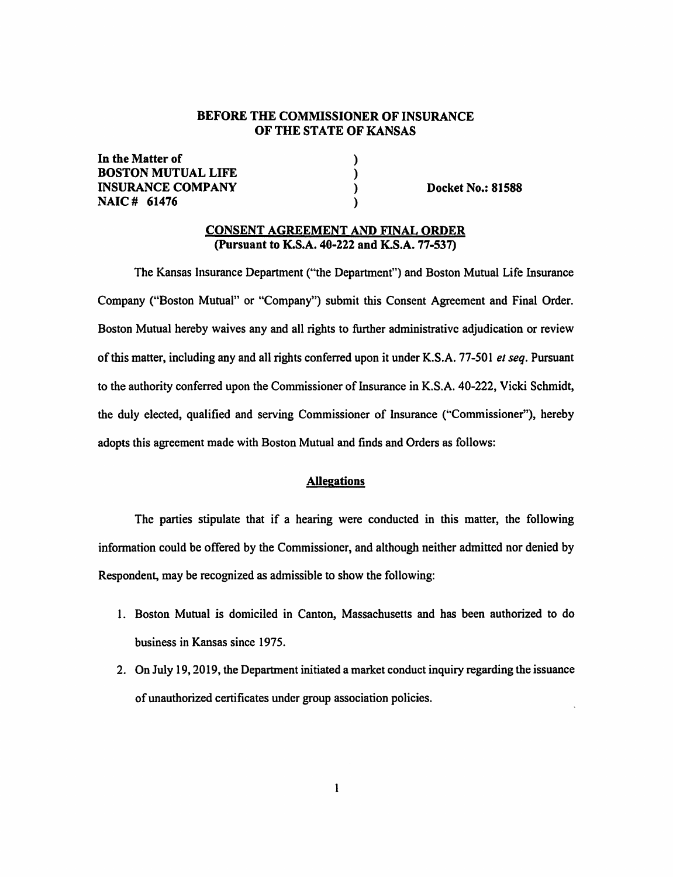# BEFORE THE COMMISSIONER OF INSURANCE
# OF THE STATE OF KANSAS

| | | |
|---|---|---|
| **In the Matter of** | ) | |
| **BOSTON MUTUAL LIFE** | ) | |
| **INSURANCE COMPANY** | ) | **Docket No.: 81588** |
| **NAIC # 61476** | ) | |

## CONSENT AGREEMENT AND FINAL ORDER
**(Pursuant to K.S.A. 40-222 and K.S.A. 77-537)**

The Kansas Insurance Department ("the Department") and Boston Mutual Life Insurance Company ("Boston Mutual" or "Company") submit this Consent Agreement and Final Order. Boston Mutual hereby waives any and all rights to further administrative adjudication or review of this matter, including any and all rights conferred upon it under K.S.A. 77-501 *et seq*. Pursuant to the authority conferred upon the Commissioner of Insurance in K.S.A. 40-222, Vicki Schmidt, the duly elected, qualified and serving Commissioner of Insurance ("Commissioner"), hereby adopts this agreement made with Boston Mutual and finds and Orders as follows:

## Allegations

The parties stipulate that if a hearing were conducted in this matter, the following information could be offered by the Commissioner, and although neither admitted nor denied by Respondent, may be recognized as admissible to show the following:

1. Boston Mutual is domiciled in Canton, Massachusetts and has been authorized to do business in Kansas since 1975.
2. On July 19, 2019, the Department initiated a market conduct inquiry regarding the issuance of unauthorized certificates under group association policies.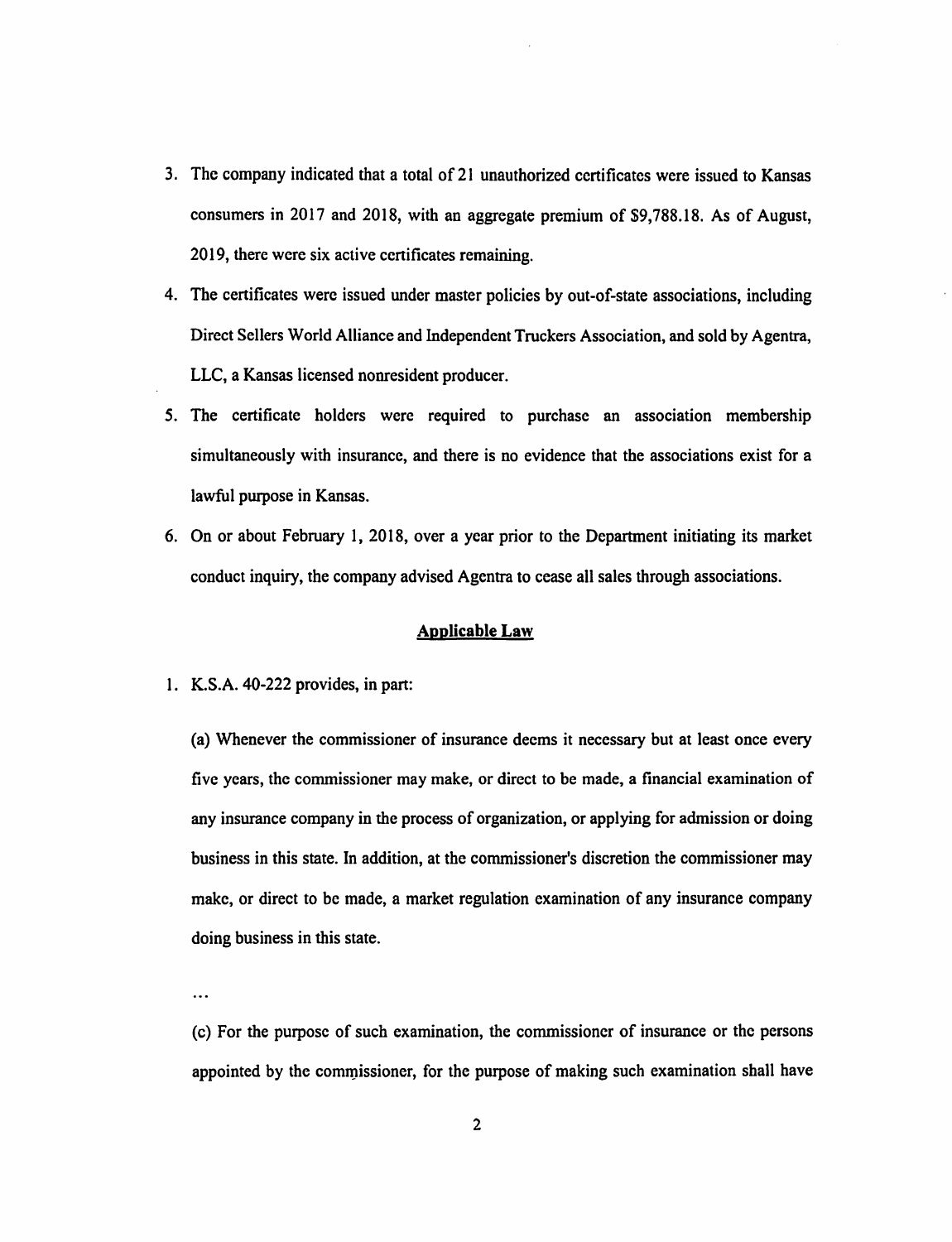3. The company indicated that a total of 21 unauthorized certificates were issued to Kansas consumers in 2017 and 2018, with an aggregate premium of $9,788.18. As of August, 2019, there were six active certificates remaining.

4. The certificates were issued under master policies by out-of-state associations, including Direct Sellers World Alliance and Independent Truckers Association, and sold by Agentra, LLC, a Kansas licensed nonresident producer.

5. The certificate holders were required to purchase an association membership simultaneously with insurance, and there is no evidence that the associations exist for a lawful purpose in Kansas.

6. On or about February 1, 2018, over a year prior to the Department initiating its market conduct inquiry, the company advised Agentra to cease all sales through associations.

## Applicable Law

1. K.S.A. 40-222 provides, in part:

   (a) Whenever the commissioner of insurance deems it necessary but at least once every five years, the commissioner may make, or direct to be made, a financial examination of any insurance company in the process of organization, or applying for admission or doing business in this state. In addition, at the commissioner's discretion the commissioner may make, or direct to be made, a market regulation examination of any insurance company doing business in this state.

   ...

   (c) For the purpose of such examination, the commissioner of insurance or the persons appointed by the commissioner, for the purpose of making such examination shall have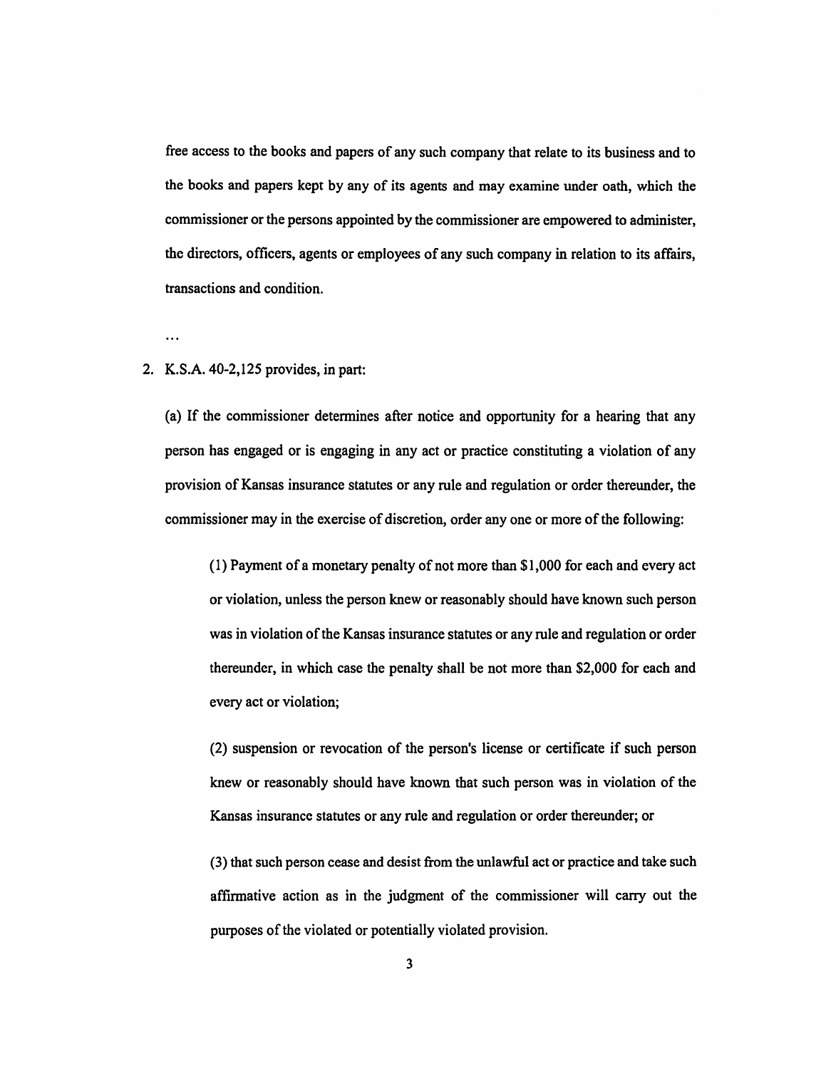free access to the books and papers of any such company that relate to its business and to the books and papers kept by any of its agents and may examine under oath, which the commissioner or the persons appointed by the commissioner are empowered to administer, the directors, officers, agents or employees of any such company in relation to its affairs, transactions and condition.

...

2. K.S.A. 40-2,125 provides, in part:

(a) If the commissioner determines after notice and opportunity for a hearing that any person has engaged or is engaging in any act or practice constituting a violation of any provision of Kansas insurance statutes or any rule and regulation or order thereunder, the commissioner may in the exercise of discretion, order any one or more of the following:

> (1) Payment of a monetary penalty of not more than $1,000 for each and every act or violation, unless the person knew or reasonably should have known such person was in violation of the Kansas insurance statutes or any rule and regulation or order thereunder, in which case the penalty shall be not more than $2,000 for each and every act or violation;
>
> (2) suspension or revocation of the person's license or certificate if such person knew or reasonably should have known that such person was in violation of the Kansas insurance statutes or any rule and regulation or order thereunder; or
>
> (3) that such person cease and desist from the unlawful act or practice and take such affirmative action as in the judgment of the commissioner will carry out the purposes of the violated or potentially violated provision.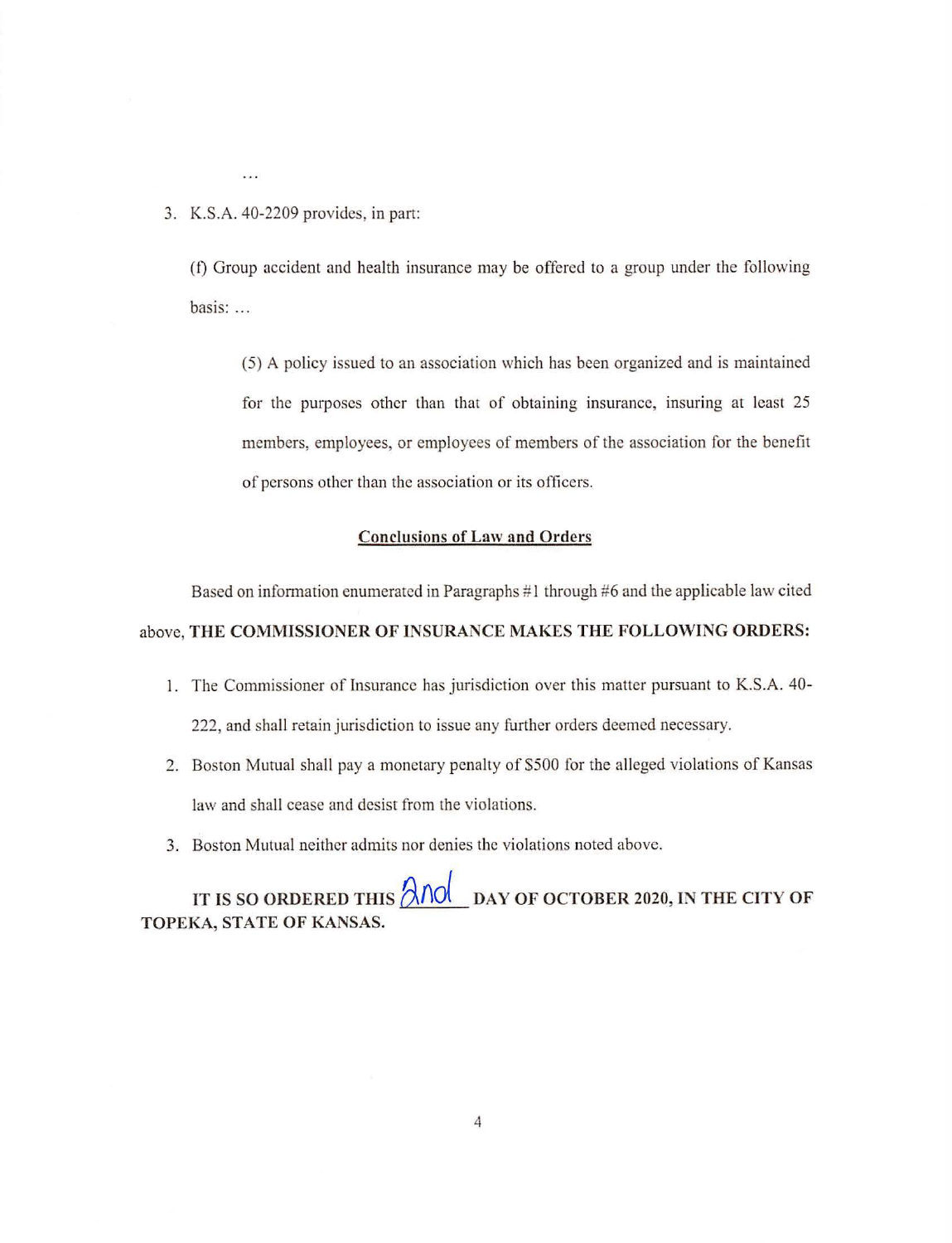…

3. K.S.A. 40-2209 provides, in part:

   (f) Group accident and health insurance may be offered to a group under the following basis: …

   (5) A policy issued to an association which has been organized and is maintained for the purposes other than that of obtaining insurance, insuring at least 25 members, employees, or employees of members of the association for the benefit of persons other than the association or its officers.

## Conclusions of Law and Orders

Based on information enumerated in Paragraphs #1 through #6 and the applicable law cited above, **THE COMMISSIONER OF INSURANCE MAKES THE FOLLOWING ORDERS:**

1. The Commissioner of Insurance has jurisdiction over this matter pursuant to K.S.A. 40-222, and shall retain jurisdiction to issue any further orders deemed necessary.
2. Boston Mutual shall pay a monetary penalty of $500 for the alleged violations of Kansas law and shall cease and desist from the violations.
3. Boston Mutual neither admits nor denies the violations noted above.

**IT IS SO ORDERED THIS** 2nd **DAY OF OCTOBER 2020, IN THE CITY OF TOPEKA, STATE OF KANSAS.**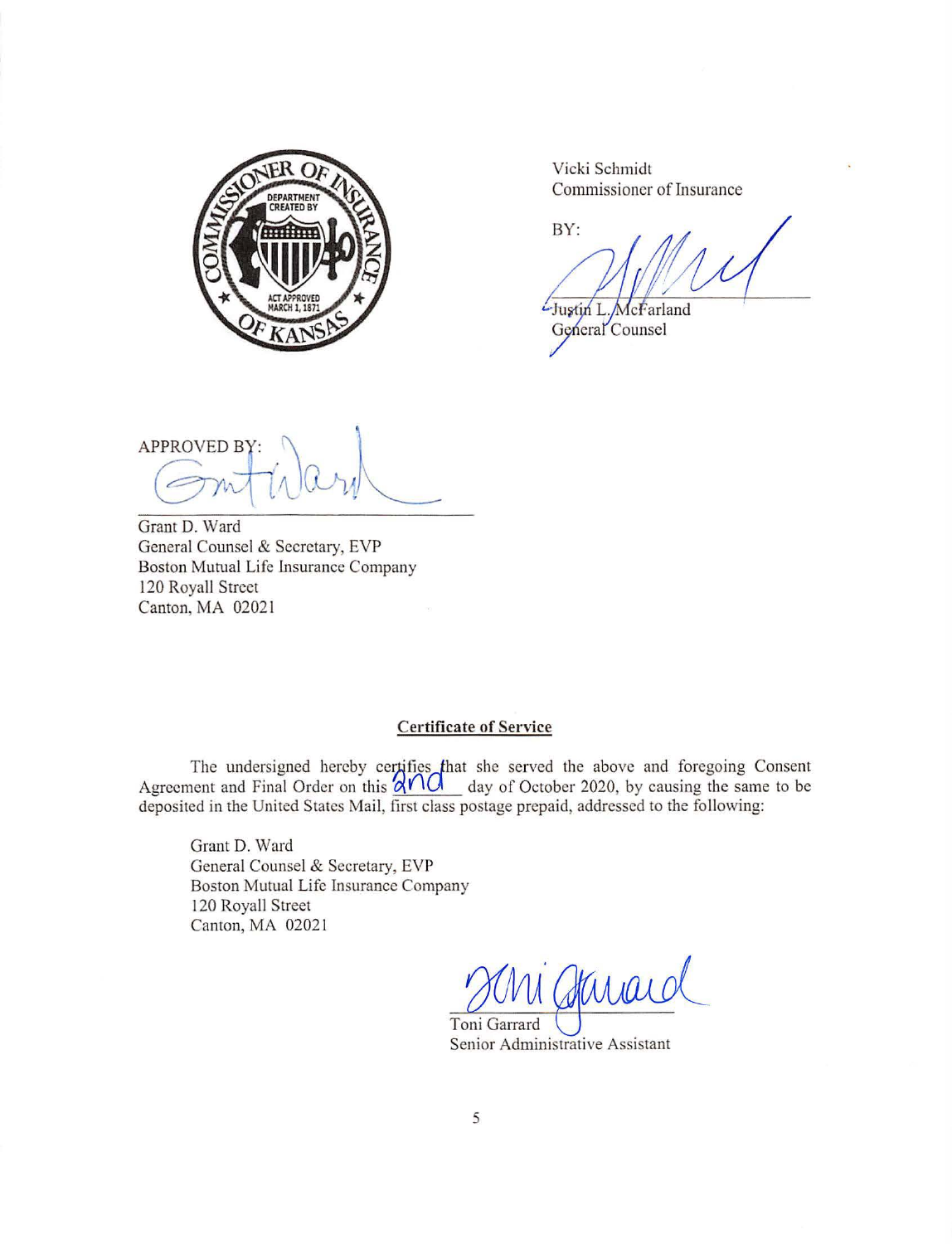Vicki Schmidt
Commissioner of Insurance

BY:

Justin L. McFarland
General Counsel

APPROVED BY:

Grant D. Ward
General Counsel & Secretary, EVP
Boston Mutual Life Insurance Company
120 Royall Street
Canton, MA 02021

## Certificate of Service

The undersigned hereby certifies that she served the above and foregoing Consent Agreement and Final Order on this 2nd day of October 2020, by causing the same to be deposited in the United States Mail, first class postage prepaid, addressed to the following:

Grant D. Ward
General Counsel & Secretary, EVP
Boston Mutual Life Insurance Company
120 Royall Street
Canton, MA 02021

Toni Garrard
Senior Administrative Assistant